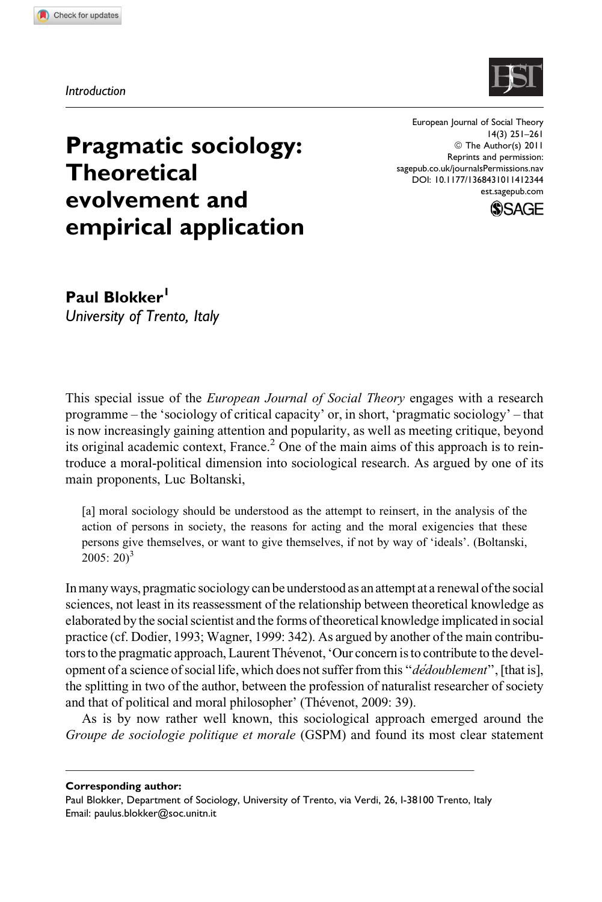*Introduction*

# Pragmatic sociology: Theoretical evolvement and empirical application

**Paul Blokker**[1]
*University of Trento, Italy*

This special issue of the *European Journal of Social Theory* engages with a research programme – the 'sociology of critical capacity' or, in short, 'pragmatic sociology' – that is now increasingly gaining attention and popularity, as well as meeting critique, beyond its original academic context, France.[2] One of the main aims of this approach is to reintroduce a moral-political dimension into sociological research. As argued by one of its main proponents, Luc Boltanski,

> [a] moral sociology should be understood as the attempt to reinsert, in the analysis of the action of persons in society, the reasons for acting and the moral exigencies that these persons give themselves, or want to give themselves, if not by way of 'ideals'. (Boltanski, 2005: 20)[3]

In many ways, pragmatic sociology can be understood as an attempt at a renewal of the social sciences, not least in its reassessment of the relationship between theoretical knowledge as elaborated by the social scientist and the forms of theoretical knowledge implicated in social practice (cf. Dodier, 1993; Wagner, 1999: 342). As argued by another of the main contributors to the pragmatic approach, Laurent Thévenot, 'Our concern is to contribute to the development of a science of social life, which does not suffer from this "*dédoublement*", [that is], the splitting in two of the author, between the profession of naturalist researcher of society and that of political and moral philosopher' (Thévenot, 2009: 39).

As is by now rather well known, this sociological approach emerged around the *Groupe de sociologie politique et morale* (GSPM) and found its most clear statement

---

**Corresponding author:**
Paul Blokker, Department of Sociology, University of Trento, via Verdi, 26, I-38100 Trento, Italy
Email: paulus.blokker@soc.unitn.it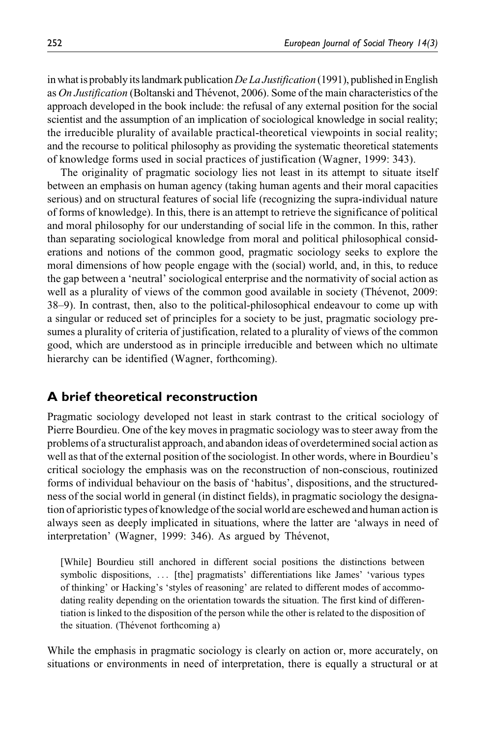in what is probably its landmark publication *De La Justification* (1991), published in English as *On Justification* (Boltanski and Thévenot, 2006). Some of the main characteristics of the approach developed in the book include: the refusal of any external position for the social scientist and the assumption of an implication of sociological knowledge in social reality; the irreducible plurality of available practical-theoretical viewpoints in social reality; and the recourse to political philosophy as providing the systematic theoretical statements of knowledge forms used in social practices of justification (Wagner, 1999: 343).

The originality of pragmatic sociology lies not least in its attempt to situate itself between an emphasis on human agency (taking human agents and their moral capacities serious) and on structural features of social life (recognizing the supra-individual nature of forms of knowledge). In this, there is an attempt to retrieve the significance of political and moral philosophy for our understanding of social life in the common. In this, rather than separating sociological knowledge from moral and political philosophical considerations and notions of the common good, pragmatic sociology seeks to explore the moral dimensions of how people engage with the (social) world, and, in this, to reduce the gap between a 'neutral' sociological enterprise and the normativity of social action as well as a plurality of views of the common good available in society (Thévenot, 2009: 38–9). In contrast, then, also to the political-philosophical endeavour to come up with a singular or reduced set of principles for a society to be just, pragmatic sociology presumes a plurality of criteria of justification, related to a plurality of views of the common good, which are understood as in principle irreducible and between which no ultimate hierarchy can be identified (Wagner, forthcoming).

## A brief theoretical reconstruction

Pragmatic sociology developed not least in stark contrast to the critical sociology of Pierre Bourdieu. One of the key moves in pragmatic sociology was to steer away from the problems of a structuralist approach, and abandon ideas of overdetermined social action as well as that of the external position of the sociologist. In other words, where in Bourdieu's critical sociology the emphasis was on the reconstruction of non-conscious, routinized forms of individual behaviour on the basis of 'habitus', dispositions, and the structuredness of the social world in general (in distinct fields), in pragmatic sociology the designation of aprioristic types of knowledge of the social world are eschewed and human action is always seen as deeply implicated in situations, where the latter are 'always in need of interpretation' (Wagner, 1999: 346). As argued by Thévenot,

> [While] Bourdieu still anchored in different social positions the distinctions between symbolic dispositions, ... [the] pragmatists' differentiations like James' 'various types of thinking' or Hacking's 'styles of reasoning' are related to different modes of accommodating reality depending on the orientation towards the situation. The first kind of differentiation is linked to the disposition of the person while the other is related to the disposition of the situation. (Thévenot forthcoming a)

While the emphasis in pragmatic sociology is clearly on action or, more accurately, on situations or environments in need of interpretation, there is equally a structural or at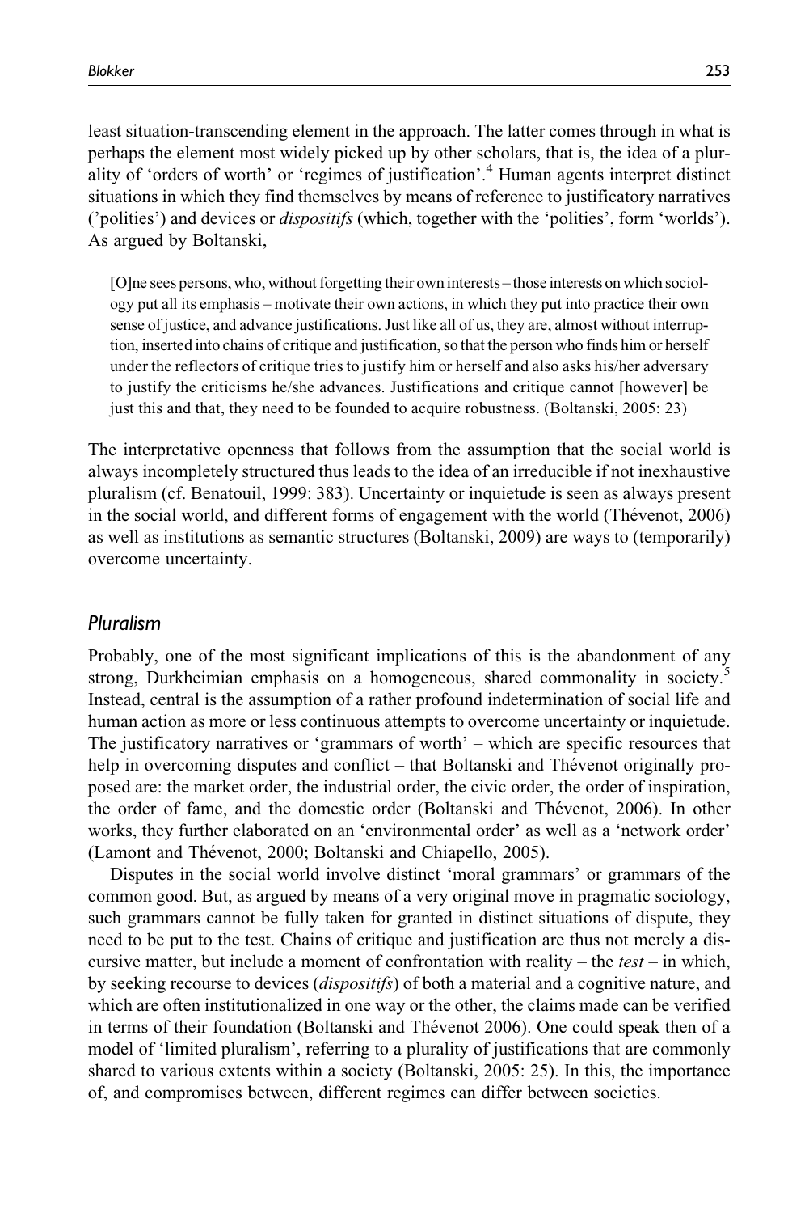least situation-transcending element in the approach. The latter comes through in what is perhaps the element most widely picked up by other scholars, that is, the idea of a plurality of 'orders of worth' or 'regimes of justification'.[4] Human agents interpret distinct situations in which they find themselves by means of reference to justificatory narratives ('polities') and devices or *dispositifs* (which, together with the 'polities', form 'worlds'). As argued by Boltanski,

> [O]ne sees persons, who, without forgetting their own interests – those interests on which sociology put all its emphasis – motivate their own actions, in which they put into practice their own sense of justice, and advance justifications. Just like all of us, they are, almost without interruption, inserted into chains of critique and justification, so that the person who finds him or herself under the reflectors of critique tries to justify him or herself and also asks his/her adversary to justify the criticisms he/she advances. Justifications and critique cannot [however] be just this and that, they need to be founded to acquire robustness. (Boltanski, 2005: 23)

The interpretative openness that follows from the assumption that the social world is always incompletely structured thus leads to the idea of an irreducible if not inexhaustive pluralism (cf. Benatouil, 1999: 383). Uncertainty or inquietude is seen as always present in the social world, and different forms of engagement with the world (Thévenot, 2006) as well as institutions as semantic structures (Boltanski, 2009) are ways to (temporarily) overcome uncertainty.

## Pluralism

Probably, one of the most significant implications of this is the abandonment of any strong, Durkheimian emphasis on a homogeneous, shared commonality in society.[5] Instead, central is the assumption of a rather profound indetermination of social life and human action as more or less continuous attempts to overcome uncertainty or inquietude. The justificatory narratives or 'grammars of worth' – which are specific resources that help in overcoming disputes and conflict – that Boltanski and Thévenot originally proposed are: the market order, the industrial order, the civic order, the order of inspiration, the order of fame, and the domestic order (Boltanski and Thévenot, 2006). In other works, they further elaborated on an 'environmental order' as well as a 'network order' (Lamont and Thévenot, 2000; Boltanski and Chiapello, 2005).

Disputes in the social world involve distinct 'moral grammars' or grammars of the common good. But, as argued by means of a very original move in pragmatic sociology, such grammars cannot be fully taken for granted in distinct situations of dispute, they need to be put to the test. Chains of critique and justification are thus not merely a discursive matter, but include a moment of confrontation with reality – the *test* – in which, by seeking recourse to devices (*dispositifs*) of both a material and a cognitive nature, and which are often institutionalized in one way or the other, the claims made can be verified in terms of their foundation (Boltanski and Thévenot 2006). One could speak then of a model of 'limited pluralism', referring to a plurality of justifications that are commonly shared to various extents within a society (Boltanski, 2005: 25). In this, the importance of, and compromises between, different regimes can differ between societies.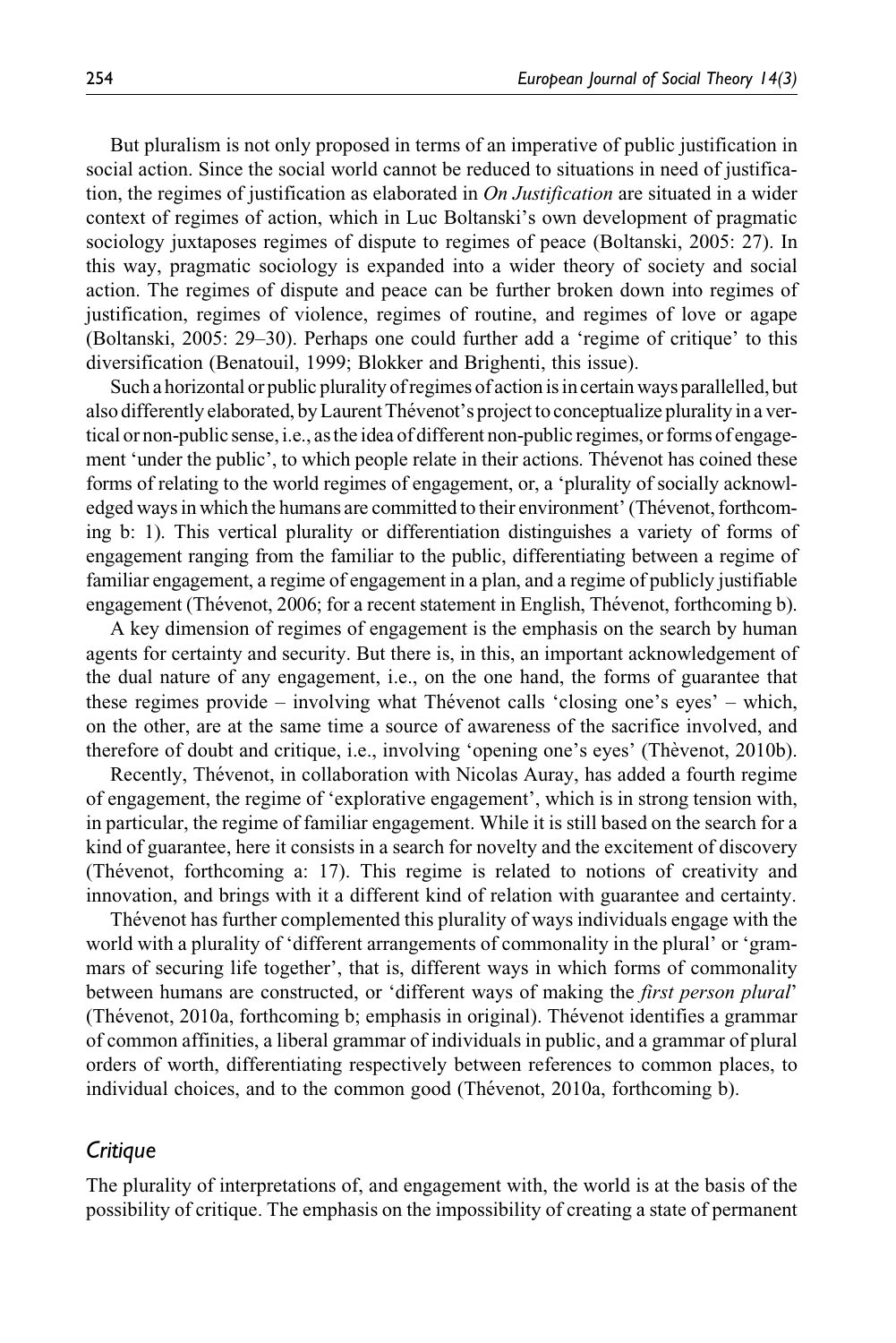But pluralism is not only proposed in terms of an imperative of public justification in social action. Since the social world cannot be reduced to situations in need of justification, the regimes of justification as elaborated in *On Justification* are situated in a wider context of regimes of action, which in Luc Boltanski's own development of pragmatic sociology juxtaposes regimes of dispute to regimes of peace (Boltanski, 2005: 27). In this way, pragmatic sociology is expanded into a wider theory of society and social action. The regimes of dispute and peace can be further broken down into regimes of justification, regimes of violence, regimes of routine, and regimes of love or agape (Boltanski, 2005: 29–30). Perhaps one could further add a 'regime of critique' to this diversification (Benatouil, 1999; Blokker and Brighenti, this issue).

Such a horizontal or public plurality of regimes of action is in certain ways parallelled, but also differently elaborated, by Laurent Thévenot's project to conceptualize plurality in a vertical or non-public sense, i.e., as the idea of different non-public regimes, or forms of engagement 'under the public', to which people relate in their actions. Thévenot has coined these forms of relating to the world regimes of engagement, or, a 'plurality of socially acknowledged ways in which the humans are committed to their environment' (Thévenot, forthcoming b: 1). This vertical plurality or differentiation distinguishes a variety of forms of engagement ranging from the familiar to the public, differentiating between a regime of familiar engagement, a regime of engagement in a plan, and a regime of publicly justifiable engagement (Thévenot, 2006; for a recent statement in English, Thévenot, forthcoming b).

A key dimension of regimes of engagement is the emphasis on the search by human agents for certainty and security. But there is, in this, an important acknowledgement of the dual nature of any engagement, i.e., on the one hand, the forms of guarantee that these regimes provide – involving what Thévenot calls 'closing one's eyes' – which, on the other, are at the same time a source of awareness of the sacrifice involved, and therefore of doubt and critique, i.e., involving 'opening one's eyes' (Thèvenot, 2010b).

Recently, Thévenot, in collaboration with Nicolas Auray, has added a fourth regime of engagement, the regime of 'explorative engagement', which is in strong tension with, in particular, the regime of familiar engagement. While it is still based on the search for a kind of guarantee, here it consists in a search for novelty and the excitement of discovery (Thévenot, forthcoming a: 17). This regime is related to notions of creativity and innovation, and brings with it a different kind of relation with guarantee and certainty.

Thévenot has further complemented this plurality of ways individuals engage with the world with a plurality of 'different arrangements of commonality in the plural' or 'grammars of securing life together', that is, different ways in which forms of commonality between humans are constructed, or 'different ways of making the *first person plural*' (Thévenot, 2010a, forthcoming b; emphasis in original). Thévenot identifies a grammar of common affinities, a liberal grammar of individuals in public, and a grammar of plural orders of worth, differentiating respectively between references to common places, to individual choices, and to the common good (Thévenot, 2010a, forthcoming b).

## *Critique*

The plurality of interpretations of, and engagement with, the world is at the basis of the possibility of critique. The emphasis on the impossibility of creating a state of permanent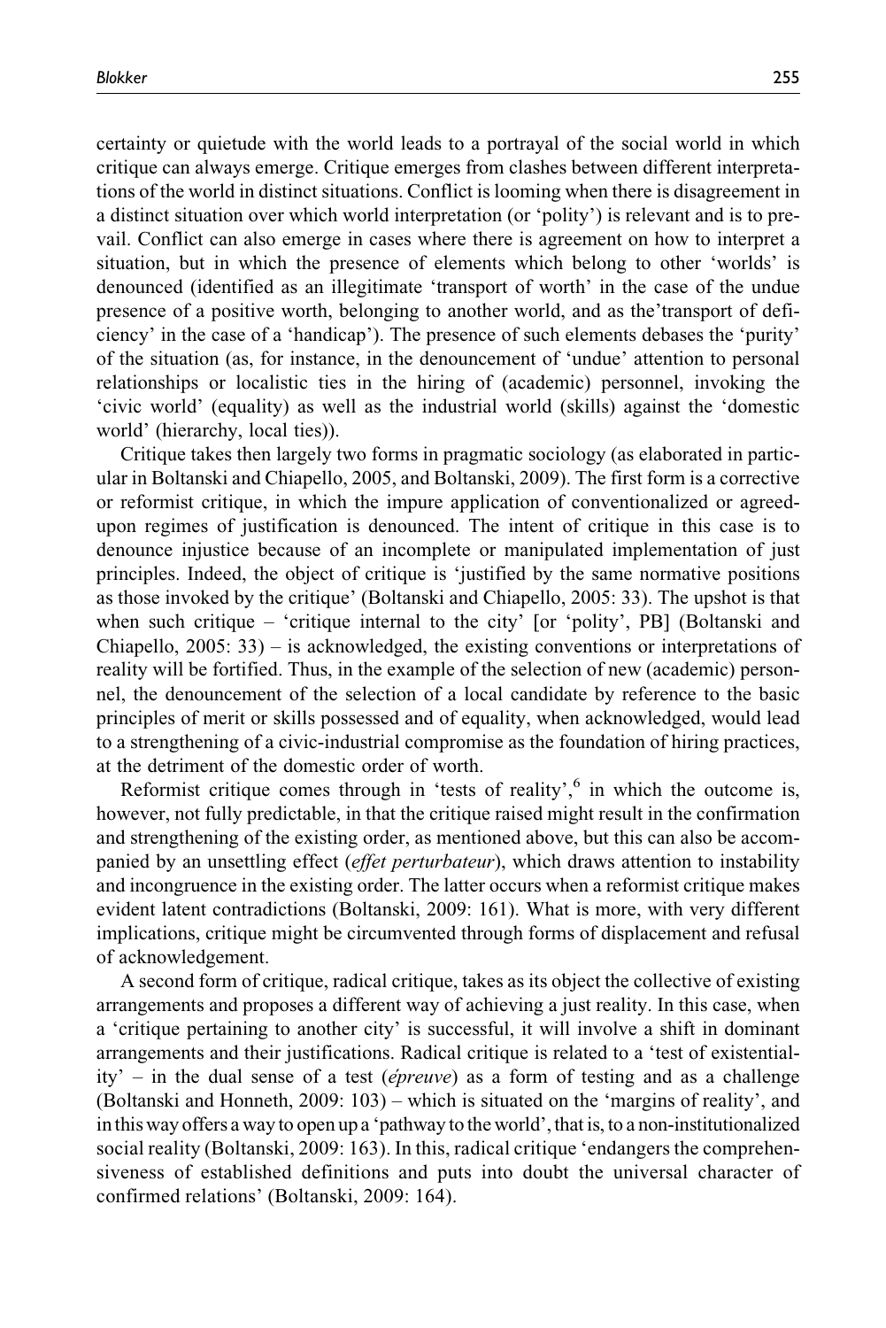certainty or quietude with the world leads to a portrayal of the social world in which critique can always emerge. Critique emerges from clashes between different interpretations of the world in distinct situations. Conflict is looming when there is disagreement in a distinct situation over which world interpretation (or 'polity') is relevant and is to prevail. Conflict can also emerge in cases where there is agreement on how to interpret a situation, but in which the presence of elements which belong to other 'worlds' is denounced (identified as an illegitimate 'transport of worth' in the case of the undue presence of a positive worth, belonging to another world, and as the'transport of deficiency' in the case of a 'handicap'). The presence of such elements debases the 'purity' of the situation (as, for instance, in the denouncement of 'undue' attention to personal relationships or localistic ties in the hiring of (academic) personnel, invoking the 'civic world' (equality) as well as the industrial world (skills) against the 'domestic world' (hierarchy, local ties)).

Critique takes then largely two forms in pragmatic sociology (as elaborated in particular in Boltanski and Chiapello, 2005, and Boltanski, 2009). The first form is a corrective or reformist critique, in which the impure application of conventionalized or agreed-upon regimes of justification is denounced. The intent of critique in this case is to denounce injustice because of an incomplete or manipulated implementation of just principles. Indeed, the object of critique is 'justified by the same normative positions as those invoked by the critique' (Boltanski and Chiapello, 2005: 33). The upshot is that when such critique – 'critique internal to the city' [or 'polity', PB] (Boltanski and Chiapello, 2005: 33) – is acknowledged, the existing conventions or interpretations of reality will be fortified. Thus, in the example of the selection of new (academic) personnel, the denouncement of the selection of a local candidate by reference to the basic principles of merit or skills possessed and of equality, when acknowledged, would lead to a strengthening of a civic-industrial compromise as the foundation of hiring practices, at the detriment of the domestic order of worth.

Reformist critique comes through in 'tests of reality',[6] in which the outcome is, however, not fully predictable, in that the critique raised might result in the confirmation and strengthening of the existing order, as mentioned above, but this can also be accompanied by an unsettling effect (*effet perturbateur*), which draws attention to instability and incongruence in the existing order. The latter occurs when a reformist critique makes evident latent contradictions (Boltanski, 2009: 161). What is more, with very different implications, critique might be circumvented through forms of displacement and refusal of acknowledgement.

A second form of critique, radical critique, takes as its object the collective of existing arrangements and proposes a different way of achieving a just reality. In this case, when a 'critique pertaining to another city' is successful, it will involve a shift in dominant arrangements and their justifications. Radical critique is related to a 'test of existentiality' – in the dual sense of a test (*épreuve*) as a form of testing and as a challenge (Boltanski and Honneth, 2009: 103) – which is situated on the 'margins of reality', and in this way offers a way to open up a 'pathway to the world', that is, to a non-institutionalized social reality (Boltanski, 2009: 163). In this, radical critique 'endangers the comprehensiveness of established definitions and puts into doubt the universal character of confirmed relations' (Boltanski, 2009: 164).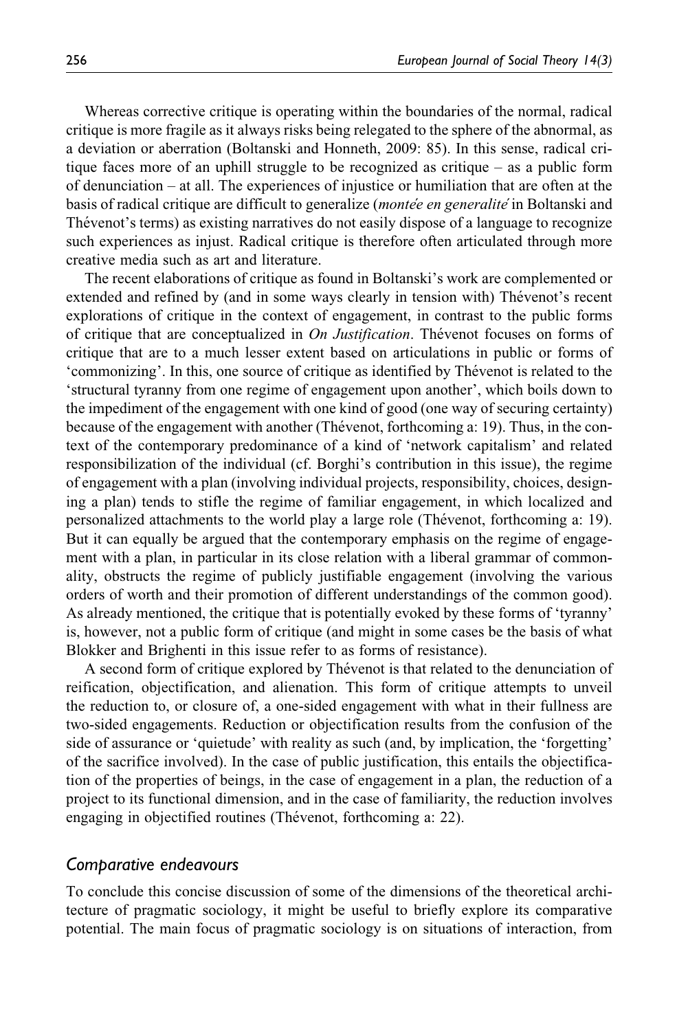Whereas corrective critique is operating within the boundaries of the normal, radical critique is more fragile as it always risks being relegated to the sphere of the abnormal, as a deviation or aberration (Boltanski and Honneth, 2009: 85). In this sense, radical critique faces more of an uphill struggle to be recognized as critique – as a public form of denunciation – at all. The experiences of injustice or humiliation that are often at the basis of radical critique are difficult to generalize (*montée en generalité* in Boltanski and Thévenot's terms) as existing narratives do not easily dispose of a language to recognize such experiences as injust. Radical critique is therefore often articulated through more creative media such as art and literature.

The recent elaborations of critique as found in Boltanski's work are complemented or extended and refined by (and in some ways clearly in tension with) Thévenot's recent explorations of critique in the context of engagement, in contrast to the public forms of critique that are conceptualized in *On Justification*. Thévenot focuses on forms of critique that are to a much lesser extent based on articulations in public or forms of 'commonizing'. In this, one source of critique as identified by Thévenot is related to the 'structural tyranny from one regime of engagement upon another', which boils down to the impediment of the engagement with one kind of good (one way of securing certainty) because of the engagement with another (Thévenot, forthcoming a: 19). Thus, in the context of the contemporary predominance of a kind of 'network capitalism' and related responsibilization of the individual (cf. Borghi's contribution in this issue), the regime of engagement with a plan (involving individual projects, responsibility, choices, designing a plan) tends to stifle the regime of familiar engagement, in which localized and personalized attachments to the world play a large role (Thévenot, forthcoming a: 19). But it can equally be argued that the contemporary emphasis on the regime of engagement with a plan, in particular in its close relation with a liberal grammar of commonality, obstructs the regime of publicly justifiable engagement (involving the various orders of worth and their promotion of different understandings of the common good). As already mentioned, the critique that is potentially evoked by these forms of 'tyranny' is, however, not a public form of critique (and might in some cases be the basis of what Blokker and Brighenti in this issue refer to as forms of resistance).

A second form of critique explored by Thévenot is that related to the denunciation of reification, objectification, and alienation. This form of critique attempts to unveil the reduction to, or closure of, a one-sided engagement with what in their fullness are two-sided engagements. Reduction or objectification results from the confusion of the side of assurance or 'quietude' with reality as such (and, by implication, the 'forgetting' of the sacrifice involved). In the case of public justification, this entails the objectification of the properties of beings, in the case of engagement in a plan, the reduction of a project to its functional dimension, and in the case of familiarity, the reduction involves engaging in objectified routines (Thévenot, forthcoming a: 22).

## *Comparative endeavours*

To conclude this concise discussion of some of the dimensions of the theoretical architecture of pragmatic sociology, it might be useful to briefly explore its comparative potential. The main focus of pragmatic sociology is on situations of interaction, from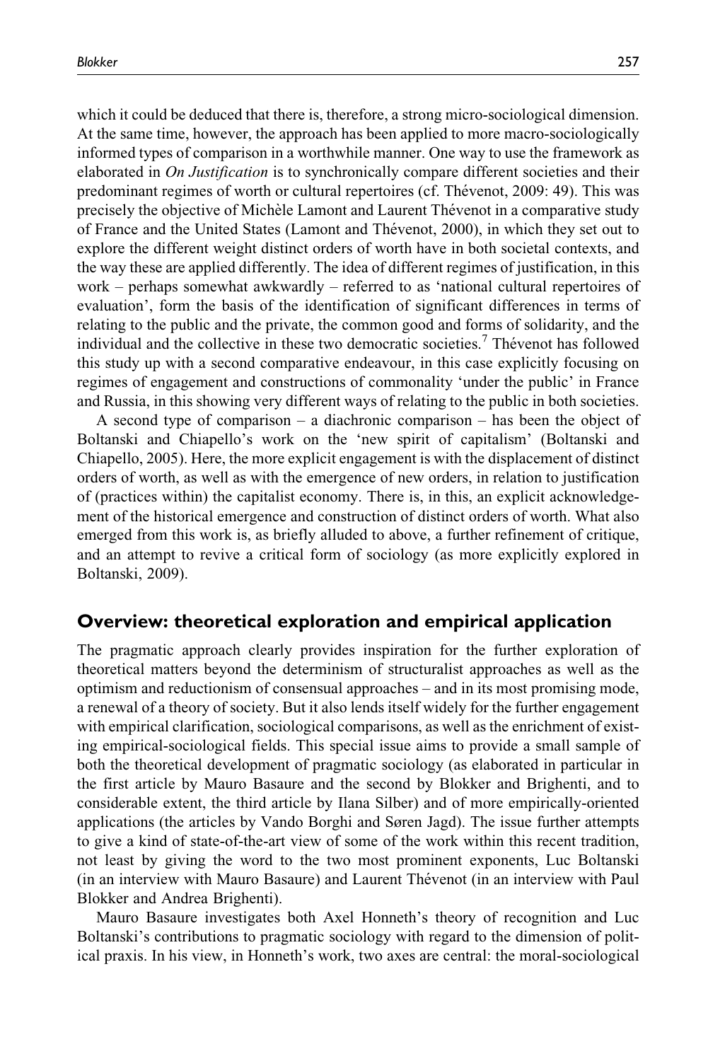which it could be deduced that there is, therefore, a strong micro-sociological dimension. At the same time, however, the approach has been applied to more macro-sociologically informed types of comparison in a worthwhile manner. One way to use the framework as elaborated in *On Justification* is to synchronically compare different societies and their predominant regimes of worth or cultural repertoires (cf. Thévenot, 2009: 49). This was precisely the objective of Michèle Lamont and Laurent Thévenot in a comparative study of France and the United States (Lamont and Thévenot, 2000), in which they set out to explore the different weight distinct orders of worth have in both societal contexts, and the way these are applied differently. The idea of different regimes of justification, in this work – perhaps somewhat awkwardly – referred to as 'national cultural repertoires of evaluation', form the basis of the identification of significant differences in terms of relating to the public and the private, the common good and forms of solidarity, and the individual and the collective in these two democratic societies.[7] Thévenot has followed this study up with a second comparative endeavour, in this case explicitly focusing on regimes of engagement and constructions of commonality 'under the public' in France and Russia, in this showing very different ways of relating to the public in both societies.

A second type of comparison – a diachronic comparison – has been the object of Boltanski and Chiapello's work on the 'new spirit of capitalism' (Boltanski and Chiapello, 2005). Here, the more explicit engagement is with the displacement of distinct orders of worth, as well as with the emergence of new orders, in relation to justification of (practices within) the capitalist economy. There is, in this, an explicit acknowledgement of the historical emergence and construction of distinct orders of worth. What also emerged from this work is, as briefly alluded to above, a further refinement of critique, and an attempt to revive a critical form of sociology (as more explicitly explored in Boltanski, 2009).

## Overview: theoretical exploration and empirical application

The pragmatic approach clearly provides inspiration for the further exploration of theoretical matters beyond the determinism of structuralist approaches as well as the optimism and reductionism of consensual approaches – and in its most promising mode, a renewal of a theory of society. But it also lends itself widely for the further engagement with empirical clarification, sociological comparisons, as well as the enrichment of existing empirical-sociological fields. This special issue aims to provide a small sample of both the theoretical development of pragmatic sociology (as elaborated in particular in the first article by Mauro Basaure and the second by Blokker and Brighenti, and to considerable extent, the third article by Ilana Silber) and of more empirically-oriented applications (the articles by Vando Borghi and Søren Jagd). The issue further attempts to give a kind of state-of-the-art view of some of the work within this recent tradition, not least by giving the word to the two most prominent exponents, Luc Boltanski (in an interview with Mauro Basaure) and Laurent Thévenot (in an interview with Paul Blokker and Andrea Brighenti).

Mauro Basaure investigates both Axel Honneth's theory of recognition and Luc Boltanski's contributions to pragmatic sociology with regard to the dimension of political praxis. In his view, in Honneth's work, two axes are central: the moral-sociological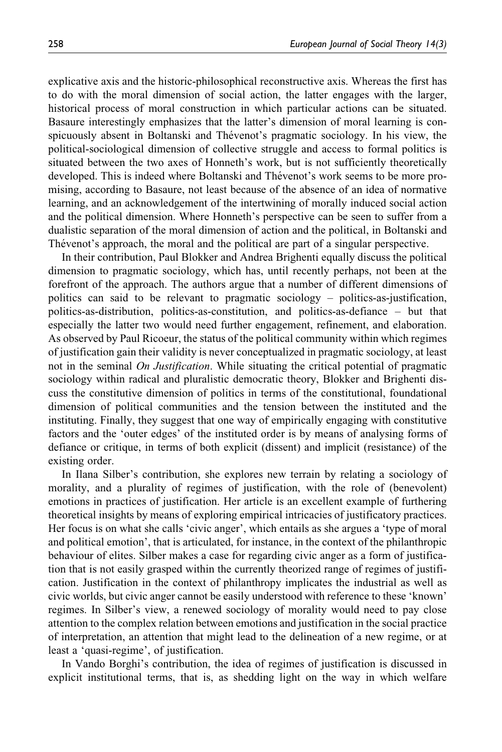explicative axis and the historic-philosophical reconstructive axis. Whereas the first has to do with the moral dimension of social action, the latter engages with the larger, historical process of moral construction in which particular actions can be situated. Basaure interestingly emphasizes that the latter's dimension of moral learning is conspicuously absent in Boltanski and Thévenot's pragmatic sociology. In his view, the political-sociological dimension of collective struggle and access to formal politics is situated between the two axes of Honneth's work, but is not sufficiently theoretically developed. This is indeed where Boltanski and Thévenot's work seems to be more promising, according to Basaure, not least because of the absence of an idea of normative learning, and an acknowledgement of the intertwining of morally induced social action and the political dimension. Where Honneth's perspective can be seen to suffer from a dualistic separation of the moral dimension of action and the political, in Boltanski and Thévenot's approach, the moral and the political are part of a singular perspective.

In their contribution, Paul Blokker and Andrea Brighenti equally discuss the political dimension to pragmatic sociology, which has, until recently perhaps, not been at the forefront of the approach. The authors argue that a number of different dimensions of politics can said to be relevant to pragmatic sociology – politics-as-justification, politics-as-distribution, politics-as-constitution, and politics-as-defiance – but that especially the latter two would need further engagement, refinement, and elaboration. As observed by Paul Ricoeur, the status of the political community within which regimes of justification gain their validity is never conceptualized in pragmatic sociology, at least not in the seminal *On Justification*. While situating the critical potential of pragmatic sociology within radical and pluralistic democratic theory, Blokker and Brighenti discuss the constitutive dimension of politics in terms of the constitutional, foundational dimension of political communities and the tension between the instituted and the instituting. Finally, they suggest that one way of empirically engaging with constitutive factors and the 'outer edges' of the instituted order is by means of analysing forms of defiance or critique, in terms of both explicit (dissent) and implicit (resistance) of the existing order.

In Ilana Silber's contribution, she explores new terrain by relating a sociology of morality, and a plurality of regimes of justification, with the role of (benevolent) emotions in practices of justification. Her article is an excellent example of furthering theoretical insights by means of exploring empirical intricacies of justificatory practices. Her focus is on what she calls 'civic anger', which entails as she argues a 'type of moral and political emotion', that is articulated, for instance, in the context of the philanthropic behaviour of elites. Silber makes a case for regarding civic anger as a form of justification that is not easily grasped within the currently theorized range of regimes of justification. Justification in the context of philanthropy implicates the industrial as well as civic worlds, but civic anger cannot be easily understood with reference to these 'known' regimes. In Silber's view, a renewed sociology of morality would need to pay close attention to the complex relation between emotions and justification in the social practice of interpretation, an attention that might lead to the delineation of a new regime, or at least a 'quasi-regime', of justification.

In Vando Borghi's contribution, the idea of regimes of justification is discussed in explicit institutional terms, that is, as shedding light on the way in which welfare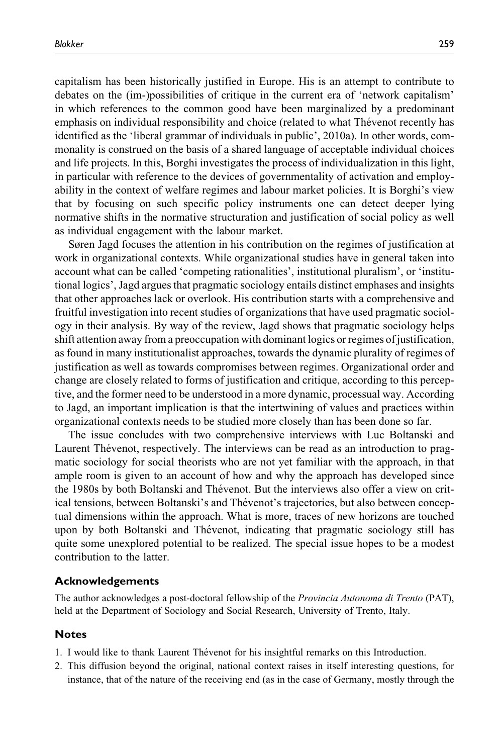capitalism has been historically justified in Europe. His is an attempt to contribute to debates on the (im-)possibilities of critique in the current era of 'network capitalism' in which references to the common good have been marginalized by a predominant emphasis on individual responsibility and choice (related to what Thévenot recently has identified as the 'liberal grammar of individuals in public', 2010a). In other words, commonality is construed on the basis of a shared language of acceptable individual choices and life projects. In this, Borghi investigates the process of individualization in this light, in particular with reference to the devices of governmentality of activation and employability in the context of welfare regimes and labour market policies. It is Borghi's view that by focusing on such specific policy instruments one can detect deeper lying normative shifts in the normative structuration and justification of social policy as well as individual engagement with the labour market.

Søren Jagd focuses the attention in his contribution on the regimes of justification at work in organizational contexts. While organizational studies have in general taken into account what can be called 'competing rationalities', institutional pluralism', or 'institutional logics', Jagd argues that pragmatic sociology entails distinct emphases and insights that other approaches lack or overlook. His contribution starts with a comprehensive and fruitful investigation into recent studies of organizations that have used pragmatic sociology in their analysis. By way of the review, Jagd shows that pragmatic sociology helps shift attention away from a preoccupation with dominant logics or regimes of justification, as found in many institutionalist approaches, towards the dynamic plurality of regimes of justification as well as towards compromises between regimes. Organizational order and change are closely related to forms of justification and critique, according to this perceptive, and the former need to be understood in a more dynamic, processual way. According to Jagd, an important implication is that the intertwining of values and practices within organizational contexts needs to be studied more closely than has been done so far.

The issue concludes with two comprehensive interviews with Luc Boltanski and Laurent Thévenot, respectively. The interviews can be read as an introduction to pragmatic sociology for social theorists who are not yet familiar with the approach, in that ample room is given to an account of how and why the approach has developed since the 1980s by both Boltanski and Thévenot. But the interviews also offer a view on critical tensions, between Boltanski's and Thévenot's trajectories, but also between conceptual dimensions within the approach. What is more, traces of new horizons are touched upon by both Boltanski and Thévenot, indicating that pragmatic sociology still has quite some unexplored potential to be realized. The special issue hopes to be a modest contribution to the latter.

### Acknowledgements

The author acknowledges a post-doctoral fellowship of the *Provincia Autonoma di Trento* (PAT), held at the Department of Sociology and Social Research, University of Trento, Italy.

### Notes

1. I would like to thank Laurent Thévenot for his insightful remarks on this Introduction.
2. This diffusion beyond the original, national context raises in itself interesting questions, for instance, that of the nature of the receiving end (as in the case of Germany, mostly through the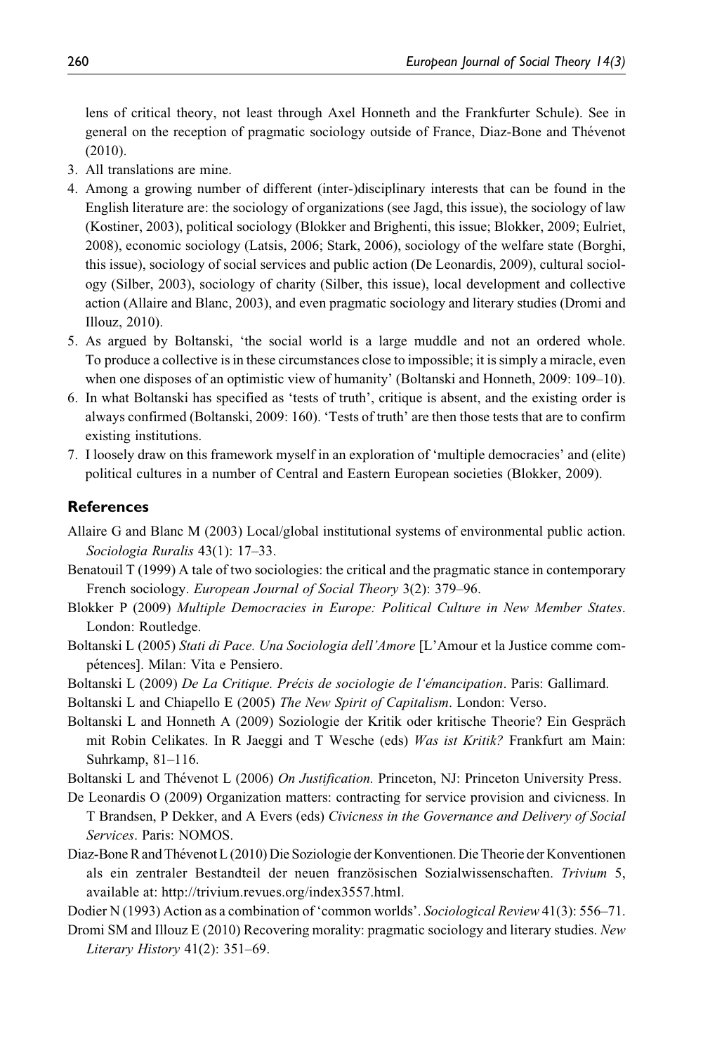lens of critical theory, not least through Axel Honneth and the Frankfurter Schule). See in general on the reception of pragmatic sociology outside of France, Diaz-Bone and Thévenot (2010).

3. All translations are mine.
4. Among a growing number of different (inter-)disciplinary interests that can be found in the English literature are: the sociology of organizations (see Jagd, this issue), the sociology of law (Kostiner, 2003), political sociology (Blokker and Brighenti, this issue; Blokker, 2009; Eulriet, 2008), economic sociology (Latsis, 2006; Stark, 2006), sociology of the welfare state (Borghi, this issue), sociology of social services and public action (De Leonardis, 2009), cultural sociology (Silber, 2003), sociology of charity (Silber, this issue), local development and collective action (Allaire and Blanc, 2003), and even pragmatic sociology and literary studies (Dromi and Illouz, 2010).
5. As argued by Boltanski, 'the social world is a large muddle and not an ordered whole. To produce a collective is in these circumstances close to impossible; it is simply a miracle, even when one disposes of an optimistic view of humanity' (Boltanski and Honneth, 2009: 109–10).
6. In what Boltanski has specified as 'tests of truth', critique is absent, and the existing order is always confirmed (Boltanski, 2009: 160). 'Tests of truth' are then those tests that are to confirm existing institutions.
7. I loosely draw on this framework myself in an exploration of 'multiple democracies' and (elite) political cultures in a number of Central and Eastern European societies (Blokker, 2009).

## References

Allaire G and Blanc M (2003) Local/global institutional systems of environmental public action. *Sociologia Ruralis* 43(1): 17–33.

Benatouil T (1999) A tale of two sociologies: the critical and the pragmatic stance in contemporary French sociology. *European Journal of Social Theory* 3(2): 379–96.

Blokker P (2009) *Multiple Democracies in Europe: Political Culture in New Member States*. London: Routledge.

Boltanski L (2005) *Stati di Pace. Una Sociologia dell'Amore* [L'Amour et la Justice comme compétences]. Milan: Vita e Pensiero.

Boltanski L (2009) *De La Critique. Précis de sociologie de l'émancipation*. Paris: Gallimard.

Boltanski L and Chiapello E (2005) *The New Spirit of Capitalism*. London: Verso.

Boltanski L and Honneth A (2009) Soziologie der Kritik oder kritische Theorie? Ein Gespräch mit Robin Celikates. In R Jaeggi and T Wesche (eds) *Was ist Kritik?* Frankfurt am Main: Suhrkamp, 81–116.

Boltanski L and Thévenot L (2006) *On Justification*. Princeton, NJ: Princeton University Press.

De Leonardis O (2009) Organization matters: contracting for service provision and civicness. In T Brandsen, P Dekker, and A Evers (eds) *Civicness in the Governance and Delivery of Social Services*. Paris: NOMOS.

Diaz-Bone R and Thévenot L (2010) Die Soziologie der Konventionen. Die Theorie der Konventionen als ein zentraler Bestandteil der neuen französischen Sozialwissenschaften. *Trivium* 5, available at: http://trivium.revues.org/index3557.html.

Dodier N (1993) Action as a combination of 'common worlds'. *Sociological Review* 41(3): 556–71.

Dromi SM and Illouz E (2010) Recovering morality: pragmatic sociology and literary studies. *New Literary History* 41(2): 351–69.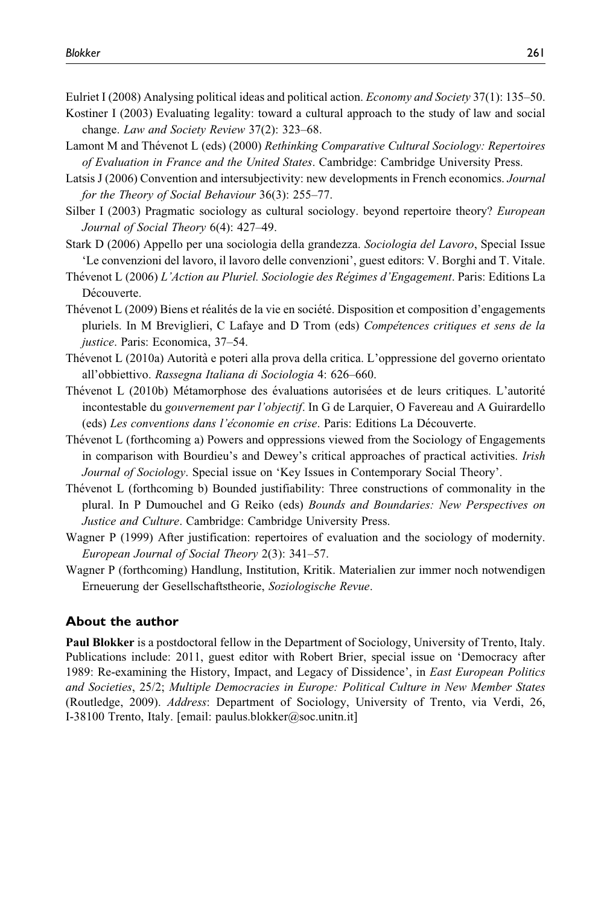Eulriet I (2008) Analysing political ideas and political action. *Economy and Society* 37(1): 135–50.

Kostiner I (2003) Evaluating legality: toward a cultural approach to the study of law and social change. *Law and Society Review* 37(2): 323–68.

Lamont M and Thévenot L (eds) (2000) *Rethinking Comparative Cultural Sociology: Repertoires of Evaluation in France and the United States*. Cambridge: Cambridge University Press.

Latsis J (2006) Convention and intersubjectivity: new developments in French economics. *Journal for the Theory of Social Behaviour* 36(3): 255–77.

Silber I (2003) Pragmatic sociology as cultural sociology. beyond repertoire theory? *European Journal of Social Theory* 6(4): 427–49.

Stark D (2006) Appello per una sociologia della grandezza. *Sociologia del Lavoro*, Special Issue 'Le convenzioni del lavoro, il lavoro delle convenzioni', guest editors: V. Borghi and T. Vitale.

Thévenot L (2006) *L'Action au Pluriel. Sociologie des Régimes d'Engagement*. Paris: Editions La Découverte.

Thévenot L (2009) Biens et réalités de la vie en société. Disposition et composition d'engagements pluriels. In M Breviglieri, C Lafaye and D Trom (eds) *Compétences critiques et sens de la justice*. Paris: Economica, 37–54.

Thévenot L (2010a) Autorità e poteri alla prova della critica. L'oppressione del governo orientato all'obbiettivo. *Rassegna Italiana di Sociologia* 4: 626–660.

Thévenot L (2010b) Métamorphose des évaluations autorisées et de leurs critiques. L'autorité incontestable du *gouvernement par l'objectif*. In G de Larquier, O Favereau and A Guirardello (eds) *Les conventions dans l'économie en crise*. Paris: Editions La Découverte.

Thévenot L (forthcoming a) Powers and oppressions viewed from the Sociology of Engagements in comparison with Bourdieu's and Dewey's critical approaches of practical activities. *Irish Journal of Sociology*. Special issue on 'Key Issues in Contemporary Social Theory'.

Thévenot L (forthcoming b) Bounded justifiability: Three constructions of commonality in the plural. In P Dumouchel and G Reiko (eds) *Bounds and Boundaries: New Perspectives on Justice and Culture*. Cambridge: Cambridge University Press.

Wagner P (1999) After justification: repertoires of evaluation and the sociology of modernity. *European Journal of Social Theory* 2(3): 341–57.

Wagner P (forthcoming) Handlung, Institution, Kritik. Materialien zur immer noch notwendigen Erneuerung der Gesellschaftstheorie, *Soziologische Revue*.

### About the author

**Paul Blokker** is a postdoctoral fellow in the Department of Sociology, University of Trento, Italy. Publications include: 2011, guest editor with Robert Brier, special issue on 'Democracy after 1989: Re-examining the History, Impact, and Legacy of Dissidence', in *East European Politics and Societies*, 25/2; *Multiple Democracies in Europe: Political Culture in New Member States* (Routledge, 2009). *Address*: Department of Sociology, University of Trento, via Verdi, 26, I-38100 Trento, Italy. [email: paulus.blokker@soc.unitn.it]